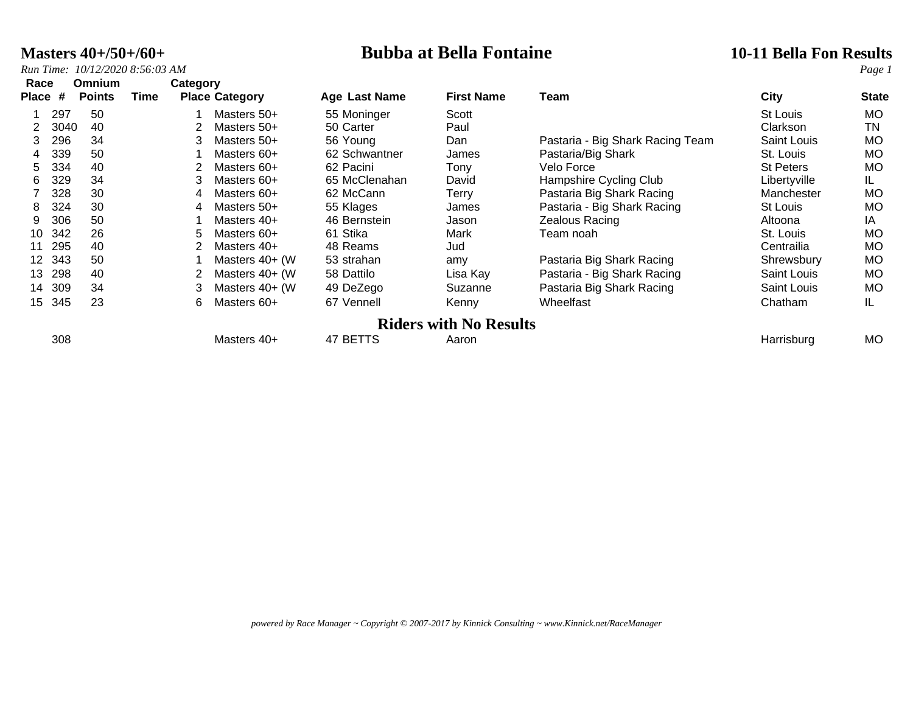# Bubba at Bella Fontaine

**Masters 40+/50+/60+**

*Run Time: 10/12/2020 8:56:03 AM*

**10-11 Bella Fon Results**

| Race Place | # | Omnium Points | Time | Category Place | Category | Age | Last Name | First Name | Team | City | State |
|---|---|---|---|---|---|---|---|---|---|---|---|
| 1 | 297 | 50 | | 1 | Masters 50+ | 55 | Moninger | Scott | | St Louis | MO |
| 2 | 3040 | 40 | | 2 | Masters 50+ | 50 | Carter | Paul | | Clarkson | TN |
| 3 | 296 | 34 | | 3 | Masters 50+ | 56 | Young | Dan | Pastaria - Big Shark Racing Team | Saint Louis | MO |
| 4 | 339 | 50 | | 1 | Masters 60+ | 62 | Schwantner | James | Pastaria/Big Shark | St. Louis | MO |
| 5 | 334 | 40 | | 2 | Masters 60+ | 62 | Pacini | Tony | Velo Force | St Peters | MO |
| 6 | 329 | 34 | | 3 | Masters 60+ | 65 | McClenahan | David | Hampshire Cycling Club | Libertyville | IL |
| 7 | 328 | 30 | | 4 | Masters 60+ | 62 | McCann | Terry | Pastaria Big Shark Racing | Manchester | MO |
| 8 | 324 | 30 | | 4 | Masters 50+ | 55 | Klages | James | Pastaria - Big Shark Racing | St Louis | MO |
| 9 | 306 | 50 | | 1 | Masters 40+ | 46 | Bernstein | Jason | Zealous Racing | Altoona | IA |
| 10 | 342 | 26 | | 5 | Masters 60+ | 61 | Stika | Mark | Team noah | St. Louis | MO |
| 11 | 295 | 40 | | 2 | Masters 40+ | 48 | Reams | Jud | | Centrailia | MO |
| 12 | 343 | 50 | | 1 | Masters 40+ (W | 53 | strahan | amy | Pastaria Big Shark Racing | Shrewsbury | MO |
| 13 | 298 | 40 | | 2 | Masters 40+ (W | 58 | Dattilo | Lisa Kay | Pastaria - Big Shark Racing | Saint Louis | MO |
| 14 | 309 | 34 | | 3 | Masters 40+ (W | 49 | DeZego | Suzanne | Pastaria Big Shark Racing | Saint Louis | MO |
| 15 | 345 | 23 | | 6 | Masters 60+ | 67 | Vennell | Kenny | Wheelfast | Chatham | IL |

## Riders with No Results

| Race Place | # | Omnium Points | Time | Category Place | Category | Age | Last Name | First Name | Team | City | State |
|---|---|---|---|---|---|---|---|---|---|---|---|
| | 308 | | | | Masters 40+ | 47 | BETTS | Aaron | | Harrisburg | MO |

*powered by Race Manager ~ Copyright © 2007-2017 by Kinnick Consulting ~ www.Kinnick.net/RaceManager*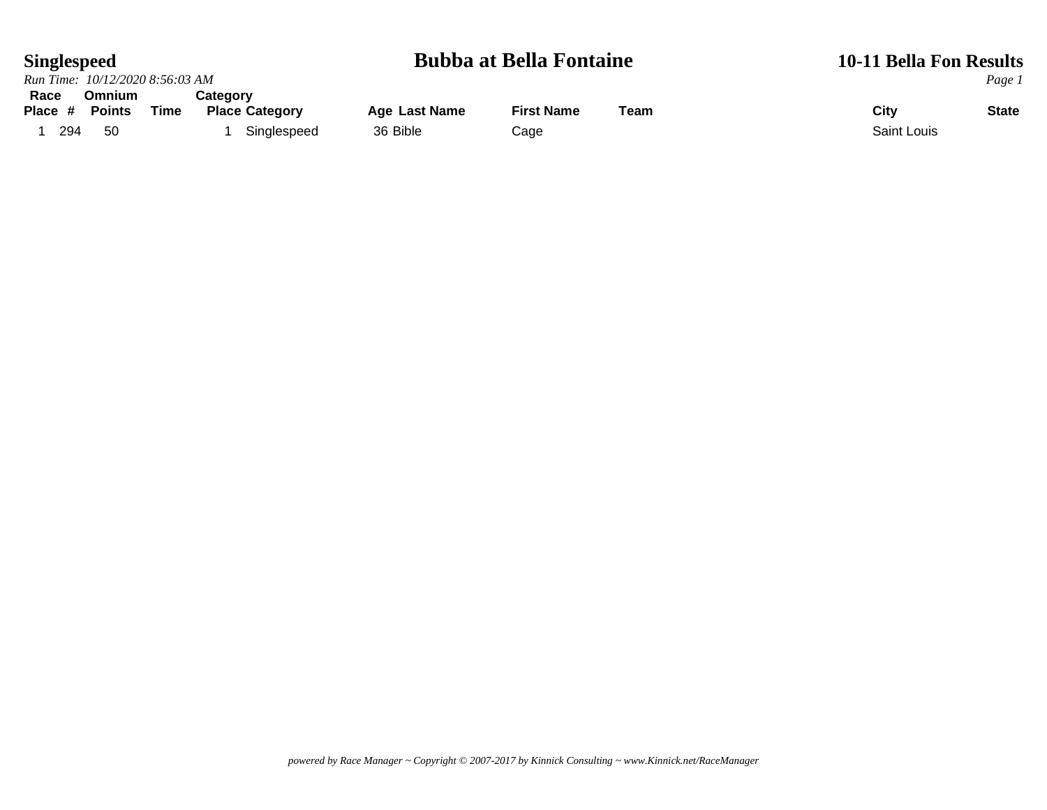**Singlespeed**

# Bubba at Bella Fontaine

**10-11 Bella Fon Results**

*Run Time: 10/12/2020 8:56:03 AM*

| Race Place | # | Omnium Points | Time | Category Place | Category | Age | Last Name | First Name | Team | City | State |
|---|---|---|---|---|---|---|---|---|---|---|---|
| 1 | 294 | 50 | | 1 | Singlespeed | 36 | Bible | Cage | | Saint Louis | |

*powered by Race Manager ~ Copyright © 2007-2017 by Kinnick Consulting ~ www.Kinnick.net/RaceManager*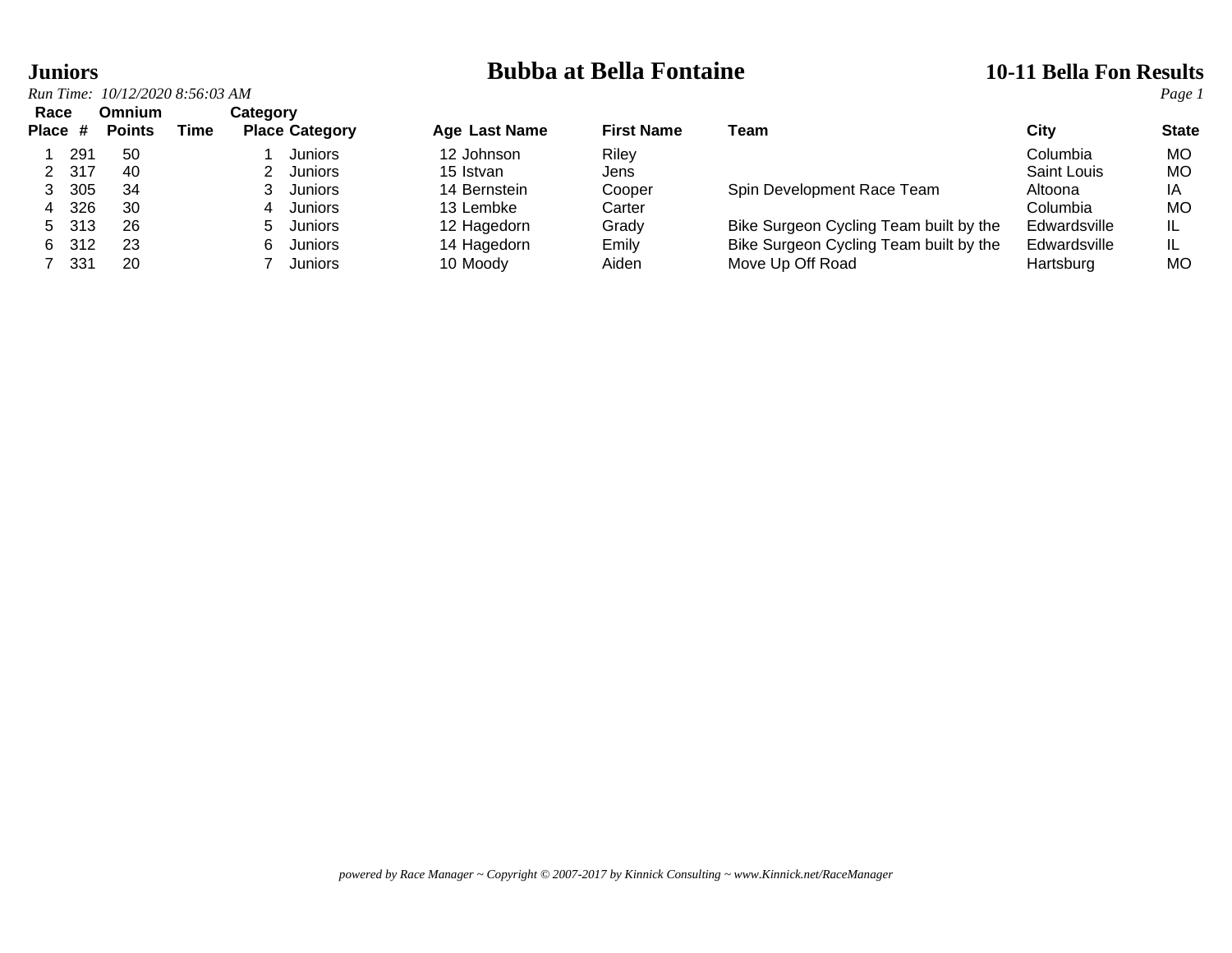**Juniors** | **Bubba at Bella Fontaine** | **10-11 Bella Fon Results**

*Run Time: 10/12/2020 8:56:03 AM*

| Race Place | # | Omnium Points | Time | Category Place | Category | Age | Last Name | First Name | Team | City | State |
|---|---|---|---|---|---|---|---|---|---|---|---|
| 1 | 291 | 50 | | 1 | Juniors | 12 | Johnson | Riley | | Columbia | MO |
| 2 | 317 | 40 | | 2 | Juniors | 15 | Istvan | Jens | | Saint Louis | MO |
| 3 | 305 | 34 | | 3 | Juniors | 14 | Bernstein | Cooper | Spin Development Race Team | Altoona | IA |
| 4 | 326 | 30 | | 4 | Juniors | 13 | Lembke | Carter | | Columbia | MO |
| 5 | 313 | 26 | | 5 | Juniors | 12 | Hagedorn | Grady | Bike Surgeon Cycling Team built by the | Edwardsville | IL |
| 6 | 312 | 23 | | 6 | Juniors | 14 | Hagedorn | Emily | Bike Surgeon Cycling Team built by the | Edwardsville | IL |
| 7 | 331 | 20 | | 7 | Juniors | 10 | Moody | Aiden | Move Up Off Road | Hartsburg | MO |

*powered by Race Manager ~ Copyright © 2007-2017 by Kinnick Consulting ~ www.Kinnick.net/RaceManager*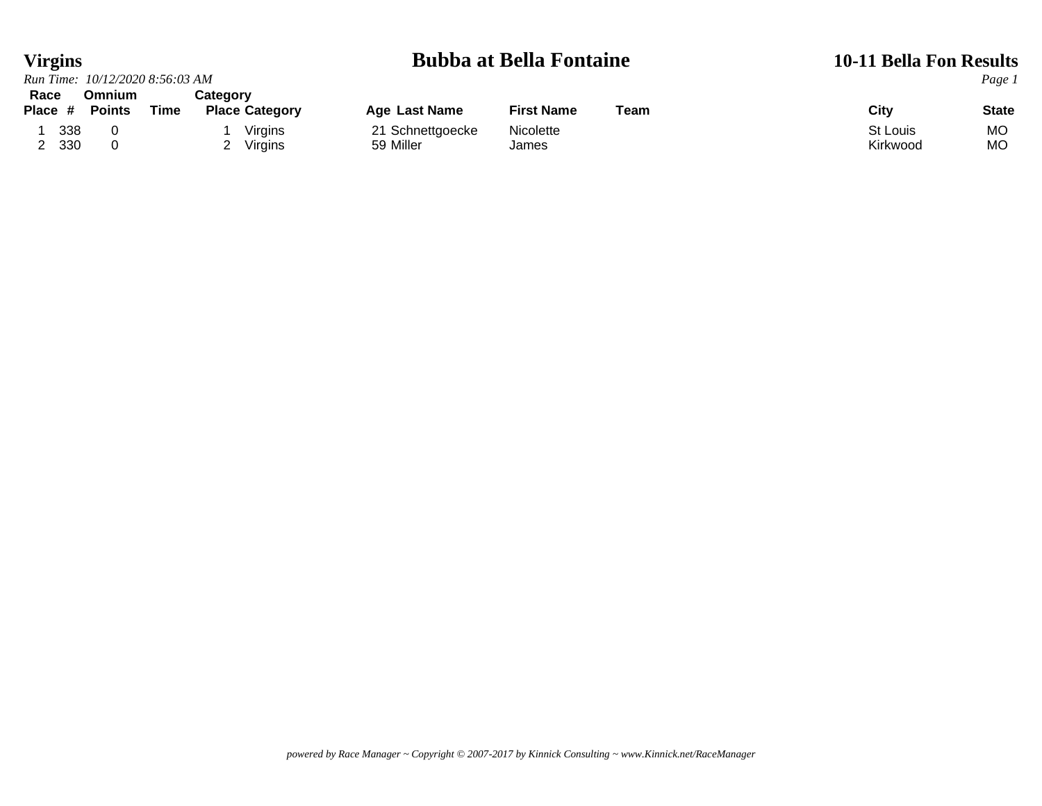# Virgins

# Bubba at Bella Fontaine

## 10-11 Bella Fon Results

*Run Time: 10/12/2020 8:56:03 AM*

| Race Place | # | Omnium Points | Time | Category Place | Category | Age | Last Name | First Name | Team | City | State |
|---|---|---|---|---|---|---|---|---|---|---|---|
| 1 | 338 | 0 | | 1 | Virgins | 21 | Schnettgoecke | Nicolette | | St Louis | MO |
| 2 | 330 | 0 | | 2 | Virgins | 59 | Miller | James | | Kirkwood | MO |

*powered by Race Manager ~ Copyright © 2007-2017 by Kinnick Consulting ~ www.Kinnick.net/RaceManager*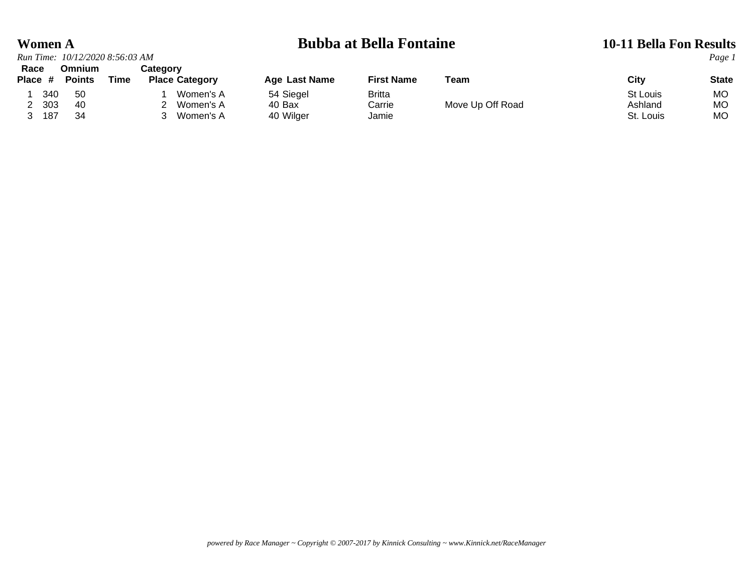# Women A

# Bubba at Bella Fontaine

## 10-11 Bella Fon Results

*Run Time: 10/12/2020 8:56:03 AM*

| Race Place | # | Omnium Points | Time | Category Place | Category | Age | Last Name | First Name | Team | City | State |
|---|---|---|---|---|---|---|---|---|---|---|---|
| 1 | 340 | 50 | | 1 | Women's A | 54 | Siegel | Britta | | St Louis | MO |
| 2 | 303 | 40 | | 2 | Women's A | 40 | Bax | Carrie | Move Up Off Road | Ashland | MO |
| 3 | 187 | 34 | | 3 | Women's A | 40 | Wilger | Jamie | | St. Louis | MO |

*powered by Race Manager ~ Copyright © 2007-2017 by Kinnick Consulting ~ www.Kinnick.net/RaceManager*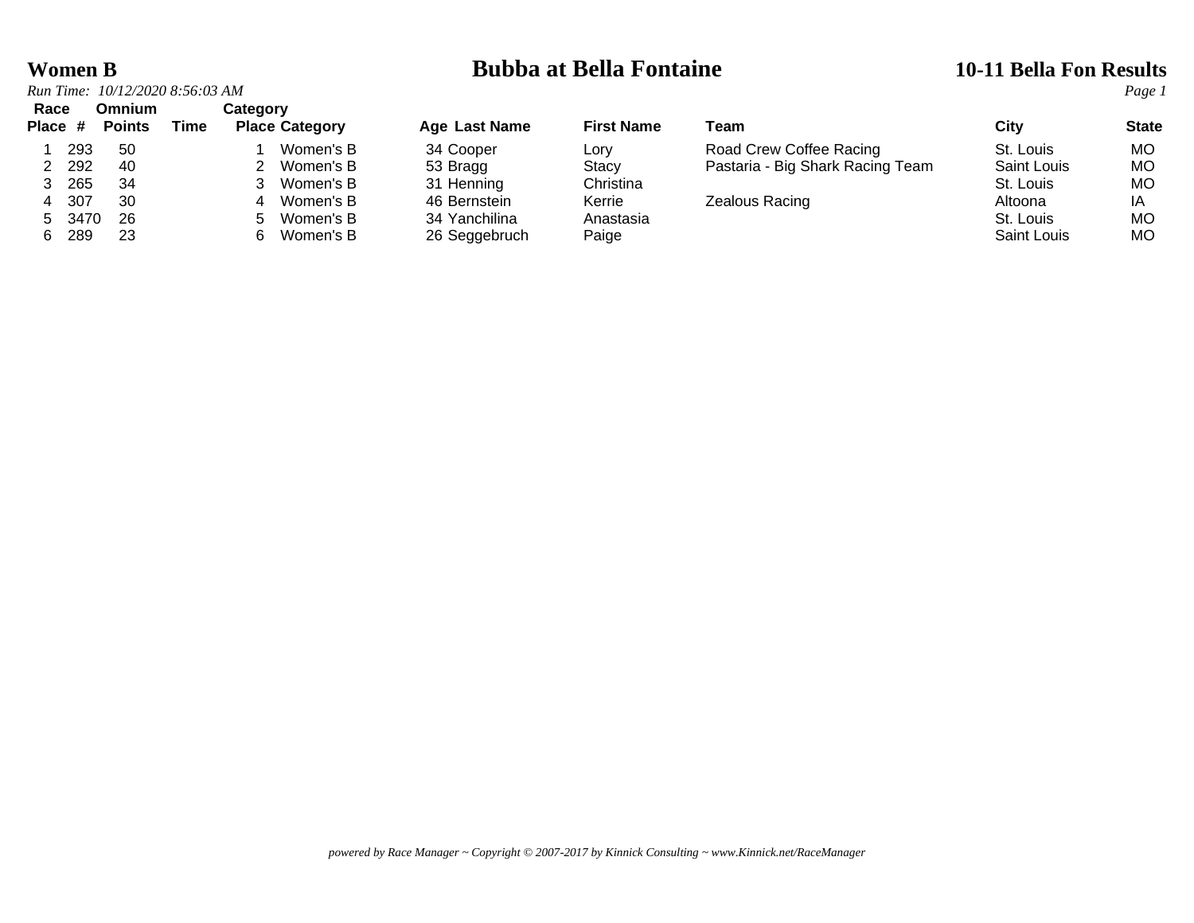# Women B

## Bubba at Bella Fontaine

### 10-11 Bella Fon Results

*Run Time: 10/12/2020 8:56:03 AM*

| Race Place | # | Omnium Points | Time | Category Place | Category | Age | Last Name | First Name | Team | City | State |
|---|---|---|---|---|---|---|---|---|---|---|---|
| 1 | 293 | 50 | | 1 | Women's B | 34 | Cooper | Lory | Road Crew Coffee Racing | St. Louis | MO |
| 2 | 292 | 40 | | 2 | Women's B | 53 | Bragg | Stacy | Pastaria - Big Shark Racing Team | Saint Louis | MO |
| 3 | 265 | 34 | | 3 | Women's B | 31 | Henning | Christina | | St. Louis | MO |
| 4 | 307 | 30 | | 4 | Women's B | 46 | Bernstein | Kerrie | Zealous Racing | Altoona | IA |
| 5 | 3470 | 26 | | 5 | Women's B | 34 | Yanchilina | Anastasia | | St. Louis | MO |
| 6 | 289 | 23 | | 6 | Women's B | 26 | Seggebruch | Paige | | Saint Louis | MO |

*powered by Race Manager ~ Copyright © 2007-2017 by Kinnick Consulting ~ www.Kinnick.net/RaceManager*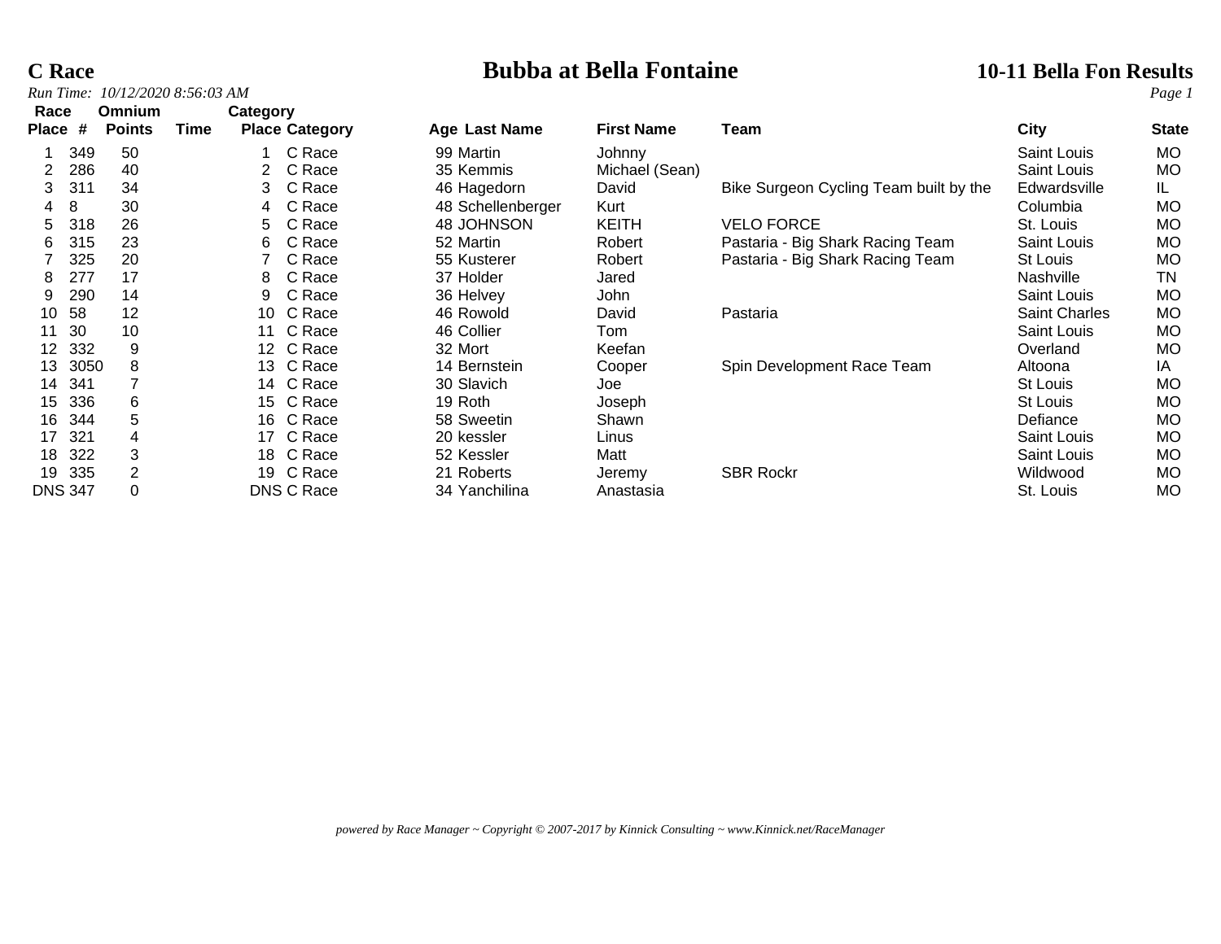# C Race

## Bubba at Bella Fontaine

## 10-11 Bella Fon Results

*Run Time: 10/12/2020 8:56:03 AM*

| Race Place | # | Omnium Points | Time | Category Place | Category | Age | Last Name | First Name | Team | City | State |
|---|---|---|---|---|---|---|---|---|---|---|---|
| 1 | 349 | 50 | | 1 | C Race | 99 | Martin | Johnny | | Saint Louis | MO |
| 2 | 286 | 40 | | 2 | C Race | 35 | Kemmis | Michael (Sean) | | Saint Louis | MO |
| 3 | 311 | 34 | | 3 | C Race | 46 | Hagedorn | David | Bike Surgeon Cycling Team built by the | Edwardsville | IL |
| 4 | 8 | 30 | | 4 | C Race | 48 | Schellenberger | Kurt | | Columbia | MO |
| 5 | 318 | 26 | | 5 | C Race | 48 | JOHNSON | KEITH | VELO FORCE | St. Louis | MO |
| 6 | 315 | 23 | | 6 | C Race | 52 | Martin | Robert | Pastaria - Big Shark Racing Team | Saint Louis | MO |
| 7 | 325 | 20 | | 7 | C Race | 55 | Kusterer | Robert | Pastaria - Big Shark Racing Team | St Louis | MO |
| 8 | 277 | 17 | | 8 | C Race | 37 | Holder | Jared | | Nashville | TN |
| 9 | 290 | 14 | | 9 | C Race | 36 | Helvey | John | | Saint Louis | MO |
| 10 | 58 | 12 | | 10 | C Race | 46 | Rowold | David | Pastaria | Saint Charles | MO |
| 11 | 30 | 10 | | 11 | C Race | 46 | Collier | Tom | | Saint Louis | MO |
| 12 | 332 | 9 | | 12 | C Race | 32 | Mort | Keefan | | Overland | MO |
| 13 | 3050 | 8 | | 13 | C Race | 14 | Bernstein | Cooper | Spin Development Race Team | Altoona | IA |
| 14 | 341 | 7 | | 14 | C Race | 30 | Slavich | Joe | | St Louis | MO |
| 15 | 336 | 6 | | 15 | C Race | 19 | Roth | Joseph | | St Louis | MO |
| 16 | 344 | 5 | | 16 | C Race | 58 | Sweetin | Shawn | | Defiance | MO |
| 17 | 321 | 4 | | 17 | C Race | 20 | kessler | Linus | | Saint Louis | MO |
| 18 | 322 | 3 | | 18 | C Race | 52 | Kessler | Matt | | Saint Louis | MO |
| 19 | 335 | 2 | | 19 | C Race | 21 | Roberts | Jeremy | SBR Rockr | Wildwood | MO |
| DNS | 347 | 0 | | DNS | C Race | 34 | Yanchilina | Anastasia | | St. Louis | MO |

*powered by Race Manager ~ Copyright © 2007-2017 by Kinnick Consulting ~ www.Kinnick.net/RaceManager*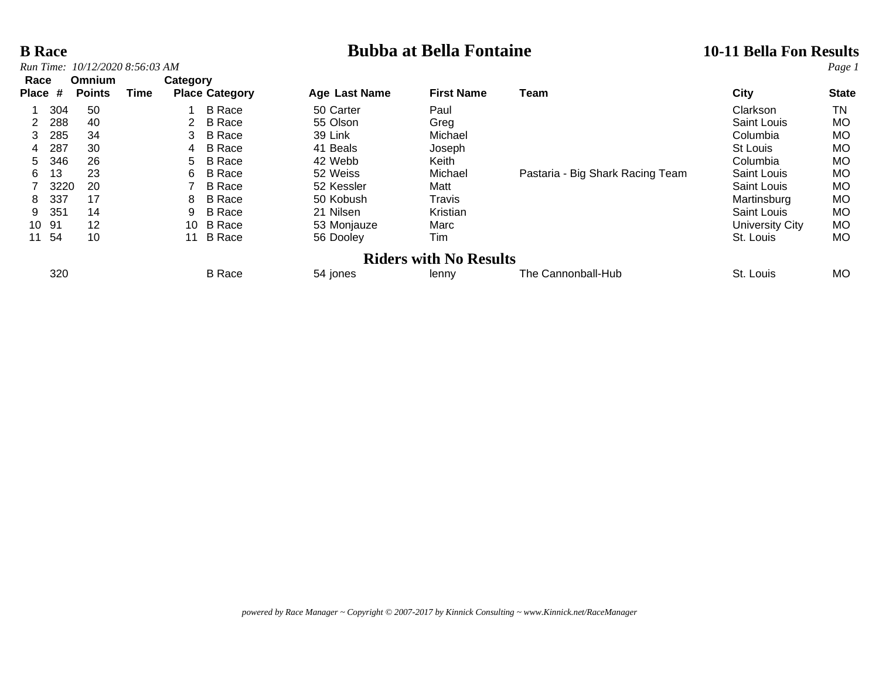# B Race

## Bubba at Bella Fontaine

## 10-11 Bella Fon Results

*Run Time: 10/12/2020 8:56:03 AM*

| Race Place | # | Omnium Points | Time | Category Place | Category | Age | Last Name | First Name | Team | City | State |
|---|---|---|---|---|---|---|---|---|---|---|---|
| 1 | 304 | 50 | | 1 | B Race | 50 | Carter | Paul | | Clarkson | TN |
| 2 | 288 | 40 | | 2 | B Race | 55 | Olson | Greg | | Saint Louis | MO |
| 3 | 285 | 34 | | 3 | B Race | 39 | Link | Michael | | Columbia | MO |
| 4 | 287 | 30 | | 4 | B Race | 41 | Beals | Joseph | | St Louis | MO |
| 5 | 346 | 26 | | 5 | B Race | 42 | Webb | Keith | | Columbia | MO |
| 6 | 13 | 23 | | 6 | B Race | 52 | Weiss | Michael | Pastaria - Big Shark Racing Team | Saint Louis | MO |
| 7 | 3220 | 20 | | 7 | B Race | 52 | Kessler | Matt | | Saint Louis | MO |
| 8 | 337 | 17 | | 8 | B Race | 50 | Kobush | Travis | | Martinsburg | MO |
| 9 | 351 | 14 | | 9 | B Race | 21 | Nilsen | Kristian | | Saint Louis | MO |
| 10 | 91 | 12 | | 10 | B Race | 53 | Monjauze | Marc | | University City | MO |
| 11 | 54 | 10 | | 11 | B Race | 56 | Dooley | Tim | | St. Louis | MO |

### Riders with No Results

| Race Place | # | Omnium Points | Time | Category Place | Category | Age | Last Name | First Name | Team | City | State |
|---|---|---|---|---|---|---|---|---|---|---|---|
| | 320 | | | | B Race | 54 | jones | lenny | The Cannonball-Hub | St. Louis | MO |

*powered by Race Manager ~ Copyright © 2007-2017 by Kinnick Consulting ~ www.Kinnick.net/RaceManager*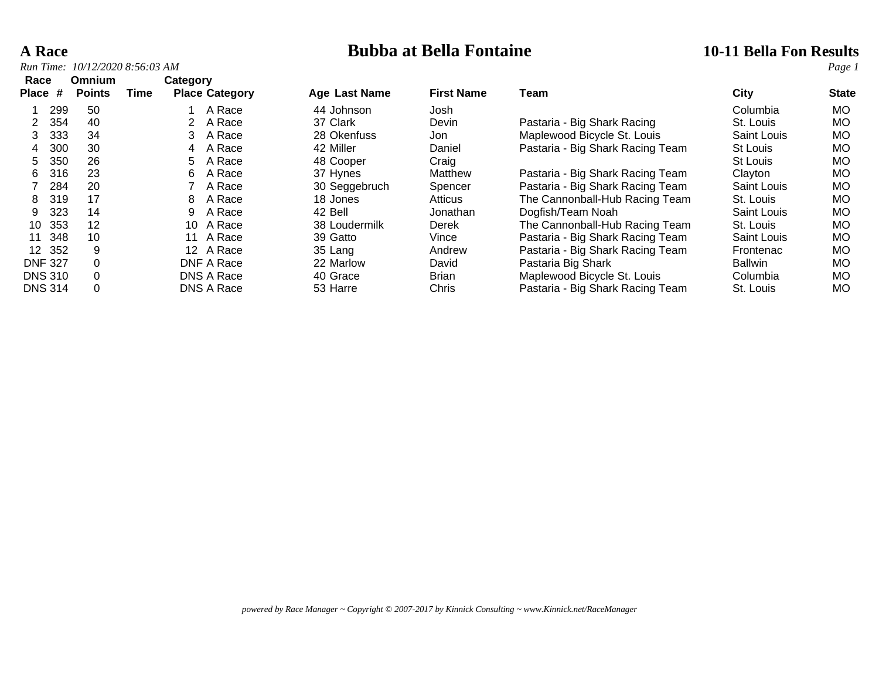# Bubba at Bella Fontaine

## A Race

**10-11 Bella Fon Results**

*Run Time: 10/12/2020 8:56:03 AM*

| Race Place | # | Omnium Points | Time | Category Place | Category | Age | Last Name | First Name | Team | City | State |
|---|---|---|---|---|---|---|---|---|---|---|---|
| 1 | 299 | 50 | | 1 | A Race | 44 | Johnson | Josh | | Columbia | MO |
| 2 | 354 | 40 | | 2 | A Race | 37 | Clark | Devin | Pastaria - Big Shark Racing | St. Louis | MO |
| 3 | 333 | 34 | | 3 | A Race | 28 | Okenfuss | Jon | Maplewood Bicycle St. Louis | Saint Louis | MO |
| 4 | 300 | 30 | | 4 | A Race | 42 | Miller | Daniel | Pastaria - Big Shark Racing Team | St Louis | MO |
| 5 | 350 | 26 | | 5 | A Race | 48 | Cooper | Craig | | St Louis | MO |
| 6 | 316 | 23 | | 6 | A Race | 37 | Hynes | Matthew | Pastaria - Big Shark Racing Team | Clayton | MO |
| 7 | 284 | 20 | | 7 | A Race | 30 | Seggebruch | Spencer | Pastaria - Big Shark Racing Team | Saint Louis | MO |
| 8 | 319 | 17 | | 8 | A Race | 18 | Jones | Atticus | The Cannonball-Hub Racing Team | St. Louis | MO |
| 9 | 323 | 14 | | 9 | A Race | 42 | Bell | Jonathan | Dogfish/Team Noah | Saint Louis | MO |
| 10 | 353 | 12 | | 10 | A Race | 38 | Loudermilk | Derek | The Cannonball-Hub Racing Team | St. Louis | MO |
| 11 | 348 | 10 | | 11 | A Race | 39 | Gatto | Vince | Pastaria - Big Shark Racing Team | Saint Louis | MO |
| 12 | 352 | 9 | | 12 | A Race | 35 | Lang | Andrew | Pastaria - Big Shark Racing Team | Frontenac | MO |
| DNF | 327 | 0 | | DNF | A Race | 22 | Marlow | David | Pastaria Big Shark | Ballwin | MO |
| DNS | 310 | 0 | | DNS | A Race | 40 | Grace | Brian | Maplewood Bicycle St. Louis | Columbia | MO |
| DNS | 314 | 0 | | DNS | A Race | 53 | Harre | Chris | Pastaria - Big Shark Racing Team | St. Louis | MO |